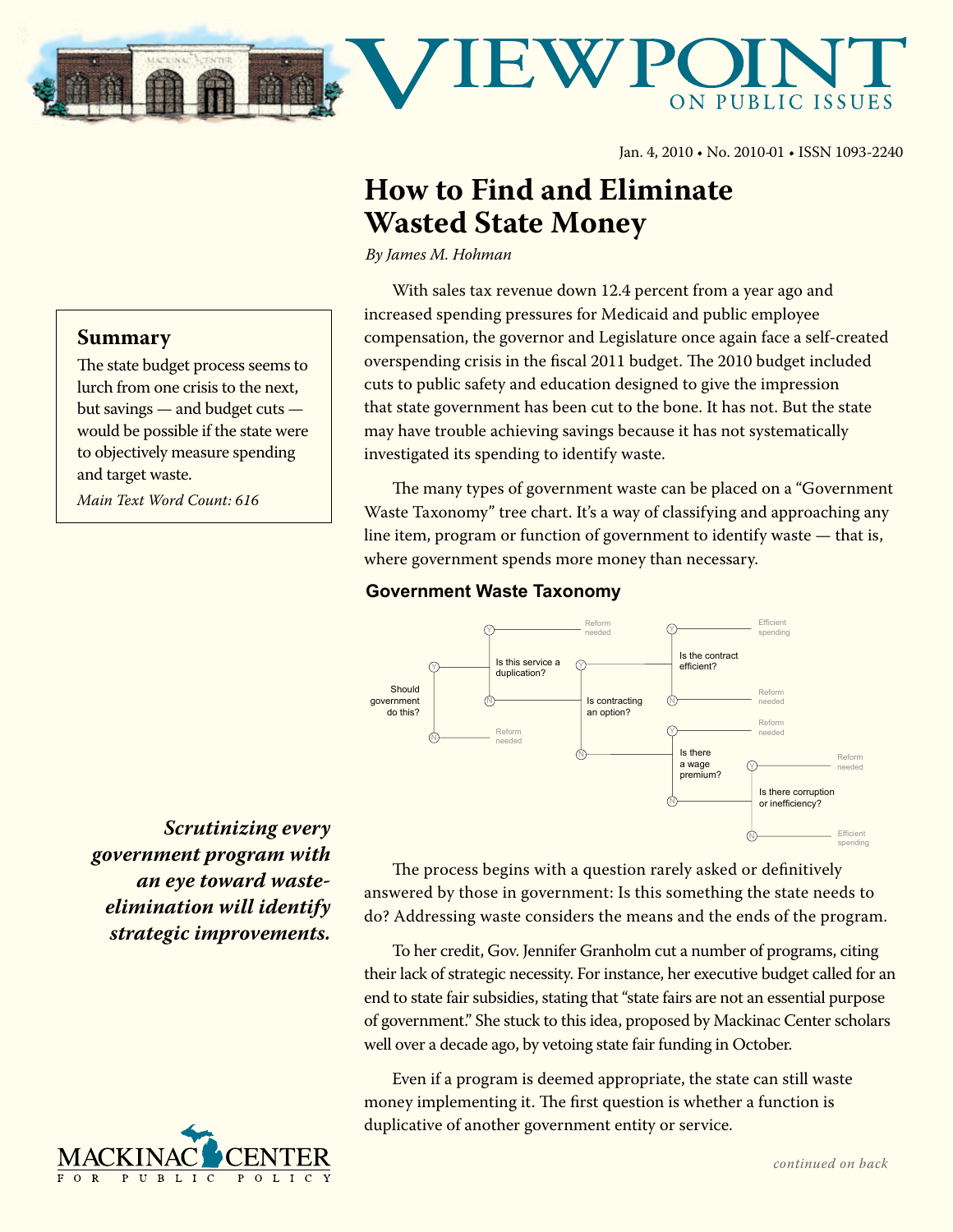# Viewpoint on Public Issues

Jan. 4, 2010 • No. 2010-01 • ISSN 1093-2240

# How to Find and Eliminate Wasted State Money

*By James M. Hohman*

> **Summary**
>
> The state budget process seems to lurch from one crisis to the next, but savings — and budget cuts — would be possible if the state were to objectively measure spending and target waste.
>
> *Main Text Word Count: 616*

With sales tax revenue down 12.4 percent from a year ago and increased spending pressures for Medicaid and public employee compensation, the governor and Legislature once again face a self-created overspending crisis in the fiscal 2011 budget. The 2010 budget included cuts to public safety and education designed to give the impression that state government has been cut to the bone. It has not. But the state may have trouble achieving savings because it has not systematically investigated its spending to identify waste.

The many types of government waste can be placed on a "Government Waste Taxonomy" tree chart. It's a way of classifying and approaching any line item, program or function of government to identify waste — that is, where government spends more money than necessary.

**Government Waste Taxonomy**

- Should government do this?
  - N → Reform needed
  - Y → Is this service a duplication?
    - Y → Reform needed
    - N → Is contracting an option?
      - Y → Is the contract efficient?
        - Y → Efficient spending
        - N → Reform needed
      - N → Is there a wage premium?
        - Y → Reform needed
        - N → Is there corruption or inefficiency?
          - Y → Reform needed
          - N → Efficient spending

> ***Scrutinizing every government program with an eye toward waste-elimination will identify strategic improvements.***

The process begins with a question rarely asked or definitively answered by those in government: Is this something the state needs to do? Addressing waste considers the means and the ends of the program.

To her credit, Gov. Jennifer Granholm cut a number of programs, citing their lack of strategic necessity. For instance, her executive budget called for an end to state fair subsidies, stating that "state fairs are not an essential purpose of government." She stuck to this idea, proposed by Mackinac Center scholars well over a decade ago, by vetoing state fair funding in October.

Even if a program is deemed appropriate, the state can still waste money implementing it. The first question is whether a function is duplicative of another government entity or service.

*continued on back*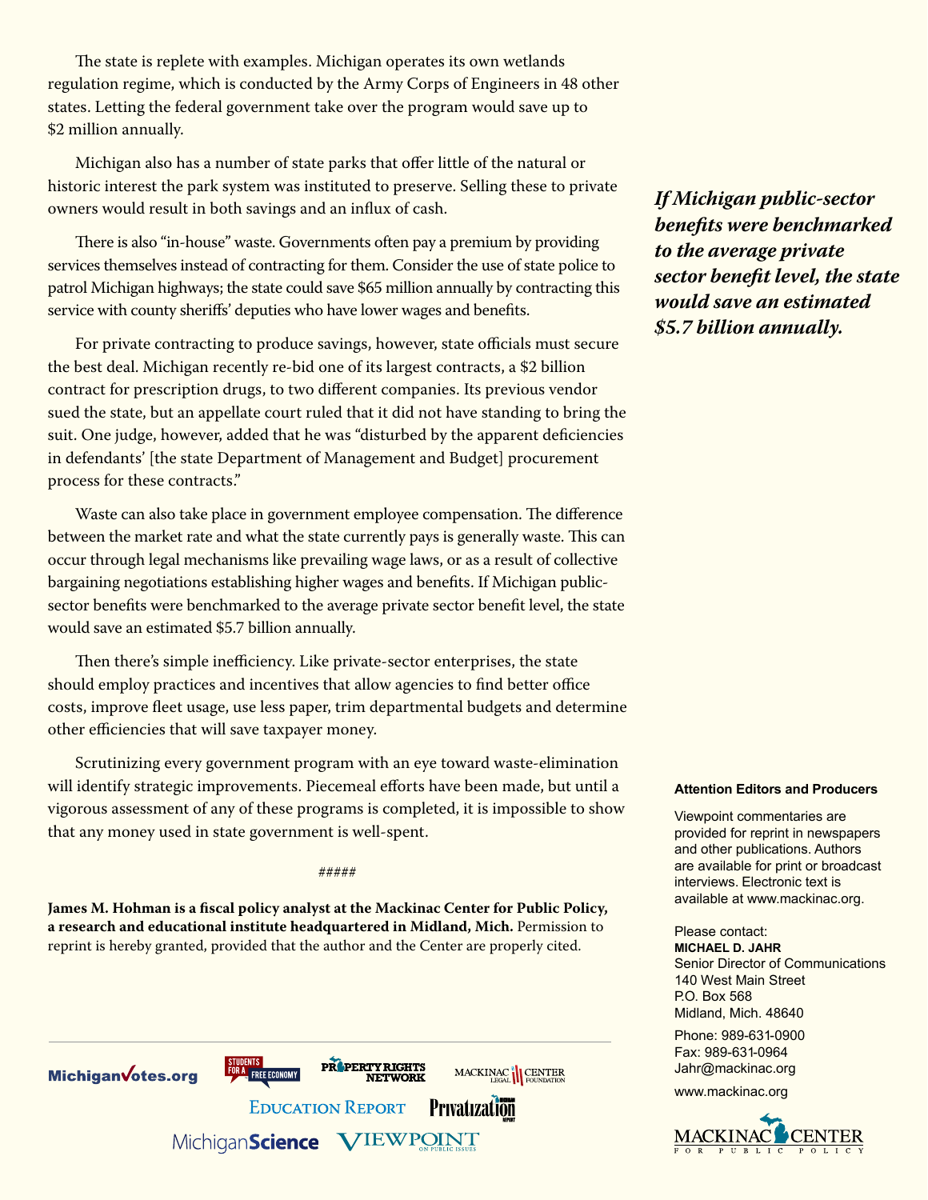The state is replete with examples. Michigan operates its own wetlands regulation regime, which is conducted by the Army Corps of Engineers in 48 other states. Letting the federal government take over the program would save up to $2 million annually.

Michigan also has a number of state parks that offer little of the natural or historic interest the park system was instituted to preserve. Selling these to private owners would result in both savings and an influx of cash.

There is also "in-house" waste. Governments often pay a premium by providing services themselves instead of contracting for them. Consider the use of state police to patrol Michigan highways; the state could save $65 million annually by contracting this service with county sheriffs' deputies who have lower wages and benefits.

For private contracting to produce savings, however, state officials must secure the best deal. Michigan recently re-bid one of its largest contracts, a $2 billion contract for prescription drugs, to two different companies. Its previous vendor sued the state, but an appellate court ruled that it did not have standing to bring the suit. One judge, however, added that he was "disturbed by the apparent deficiencies in defendants' [the state Department of Management and Budget] procurement process for these contracts."

Waste can also take place in government employee compensation. The difference between the market rate and what the state currently pays is generally waste. This can occur through legal mechanisms like prevailing wage laws, or as a result of collective bargaining negotiations establishing higher wages and benefits. If Michigan public-sector benefits were benchmarked to the average private sector benefit level, the state would save an estimated $5.7 billion annually.

***If Michigan public-sector benefits were benchmarked to the average private sector benefit level, the state would save an estimated $5.7 billion annually.***

Then there's simple inefficiency. Like private-sector enterprises, the state should employ practices and incentives that allow agencies to find better office costs, improve fleet usage, use less paper, trim departmental budgets and determine other efficiencies that will save taxpayer money.

Scrutinizing every government program with an eye toward waste-elimination will identify strategic improvements. Piecemeal efforts have been made, but until a vigorous assessment of any of these programs is completed, it is impossible to show that any money used in state government is well-spent.

#####

**James M. Hohman is a fiscal policy analyst at the Mackinac Center for Public Policy, a research and educational institute headquartered in Midland, Mich.** Permission to reprint is hereby granted, provided that the author and the Center are properly cited.

**Attention Editors and Producers**

Viewpoint commentaries are provided for reprint in newspapers and other publications. Authors are available for print or broadcast interviews. Electronic text is available at www.mackinac.org.

Please contact:
**MICHAEL D. JAHR**
Senior Director of Communications
140 West Main Street
P.O. Box 568
Midland, Mich. 48640

Phone: 989-631-0900
Fax: 989-631-0964
Jahr@mackinac.org

www.mackinac.org

MichiganVotes.org · Students for a Free Economy · Property Rights Network · Mackinac Center Legal Foundation · Education Report · Michigan Privatization Report · MichiganScience · Viewpoint on Public Issues

MACKINAC CENTER FOR PUBLIC POLICY